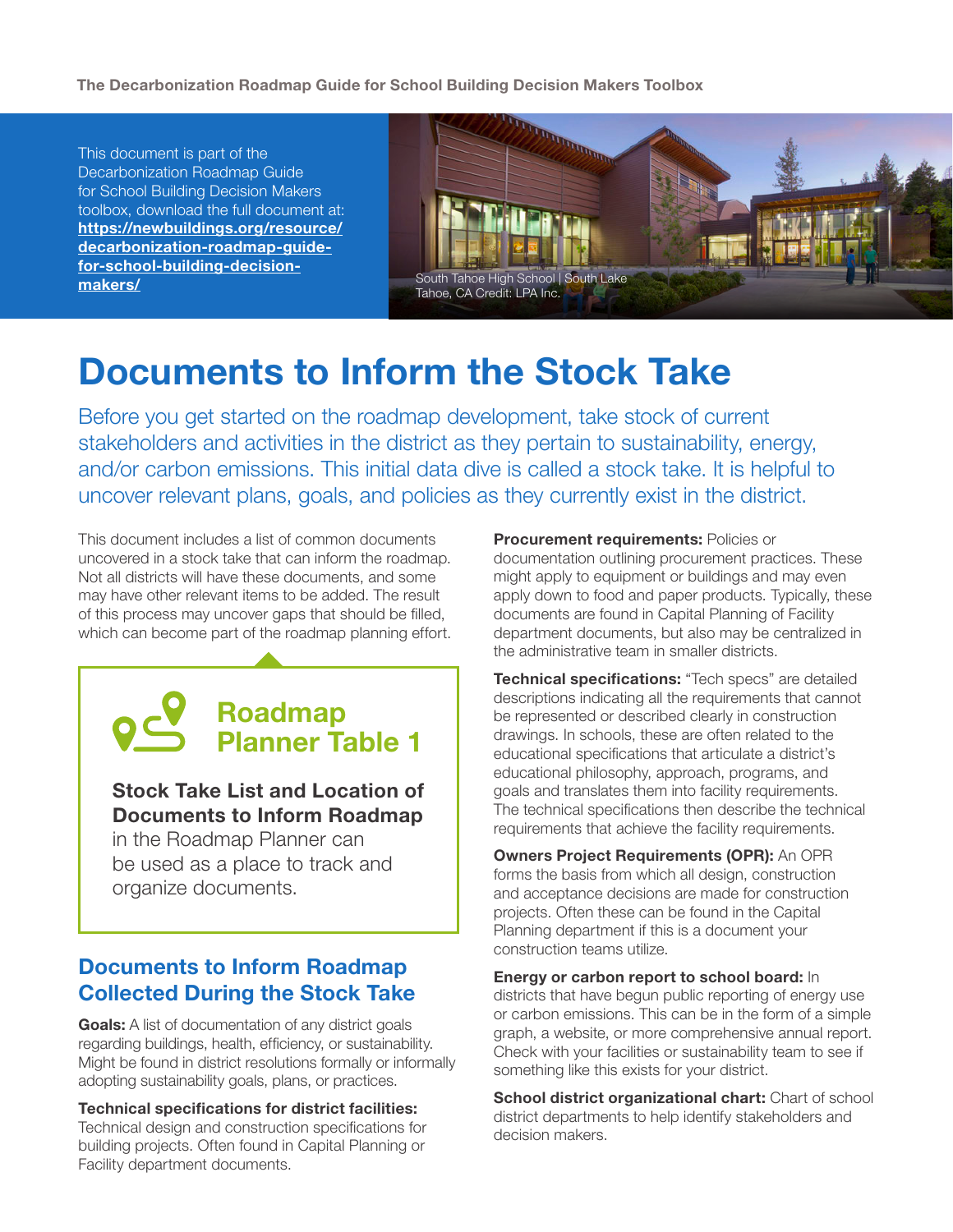The Decarbonization Roadmap Guide for School Building Decision Makers Toolbox

This document is part of the Decarbonization Roadmap Guide for School Building Decision Makers toolbox, download the full document at: **[https://newbuildings.org/resource/decarbonization-roadmap-guide-for-school-building-decision-makers/](https://newbuildings.org/resource/decarbonization-roadmap-guide-for-school-building-decision-makers/)**

South Tahoe High School | South Lake Tahoe, CA Credit: LPA Inc.

# Documents to Inform the Stock Take

Before you get started on the roadmap development, take stock of current stakeholders and activities in the district as they pertain to sustainability, energy, and/or carbon emissions. This initial data dive is called a stock take. It is helpful to uncover relevant plans, goals, and policies as they currently exist in the district.

This document includes a list of common documents uncovered in a stock take that can inform the roadmap. Not all districts will have these documents, and some may have other relevant items to be added. The result of this process may uncover gaps that should be filled, which can become part of the roadmap planning effort.

> ### Roadmap Planner Table 1
>
> **Stock Take List and Location of Documents to Inform Roadmap** in the Roadmap Planner can be used as a place to track and organize documents.

## Documents to Inform Roadmap Collected During the Stock Take

**Goals:** A list of documentation of any district goals regarding buildings, health, efficiency, or sustainability. Might be found in district resolutions formally or informally adopting sustainability goals, plans, or practices.

**Technical specifications for district facilities:** Technical design and construction specifications for building projects. Often found in Capital Planning or Facility department documents.

**Procurement requirements:** Policies or documentation outlining procurement practices. These might apply to equipment or buildings and may even apply down to food and paper products. Typically, these documents are found in Capital Planning of Facility department documents, but also may be centralized in the administrative team in smaller districts.

**Technical specifications:** "Tech specs" are detailed descriptions indicating all the requirements that cannot be represented or described clearly in construction drawings. In schools, these are often related to the educational specifications that articulate a district's educational philosophy, approach, programs, and goals and translates them into facility requirements. The technical specifications then describe the technical requirements that achieve the facility requirements.

**Owners Project Requirements (OPR):** An OPR forms the basis from which all design, construction and acceptance decisions are made for construction projects. Often these can be found in the Capital Planning department if this is a document your construction teams utilize.

**Energy or carbon report to school board:** In districts that have begun public reporting of energy use or carbon emissions. This can be in the form of a simple graph, a website, or more comprehensive annual report. Check with your facilities or sustainability team to see if something like this exists for your district.

**School district organizational chart:** Chart of school district departments to help identify stakeholders and decision makers.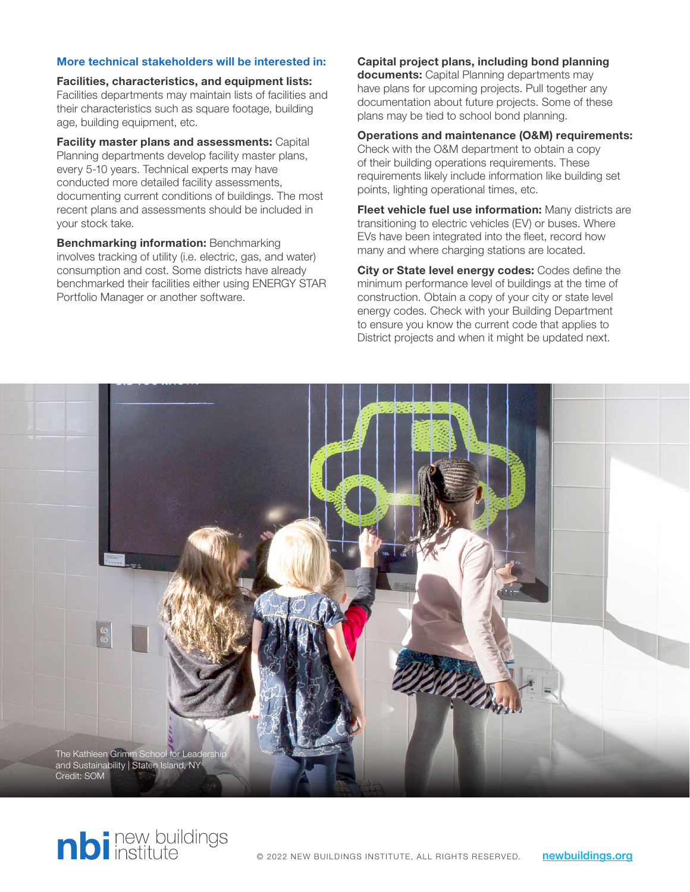**More technical stakeholders will be interested in:**

**Facilities, characteristics, and equipment lists:** Facilities departments may maintain lists of facilities and their characteristics such as square footage, building age, building equipment, etc.

**Facility master plans and assessments:** Capital Planning departments develop facility master plans, every 5-10 years. Technical experts may have conducted more detailed facility assessments, documenting current conditions of buildings. The most recent plans and assessments should be included in your stock take.

**Benchmarking information:** Benchmarking involves tracking of utility (i.e. electric, gas, and water) consumption and cost. Some districts have already benchmarked their facilities either using ENERGY STAR Portfolio Manager or another software.

**Capital project plans, including bond planning documents:** Capital Planning departments may have plans for upcoming projects. Pull together any documentation about future projects. Some of these plans may be tied to school bond planning.

**Operations and maintenance (O&M) requirements:** Check with the O&M department to obtain a copy of their building operations requirements. These requirements likely include information like building set points, lighting operational times, etc.

**Fleet vehicle fuel use information:** Many districts are transitioning to electric vehicles (EV) or buses. Where EVs have been integrated into the fleet, record how many and where charging stations are located.

**City or State level energy codes:** Codes define the minimum performance level of buildings at the time of construction. Obtain a copy of your city or state level energy codes. Check with your Building Department to ensure you know the current code that applies to District projects and when it might be updated next.

The Kathleen Grimm School for Leadership and Sustainability | Staten Island, NY
Credit: SOM